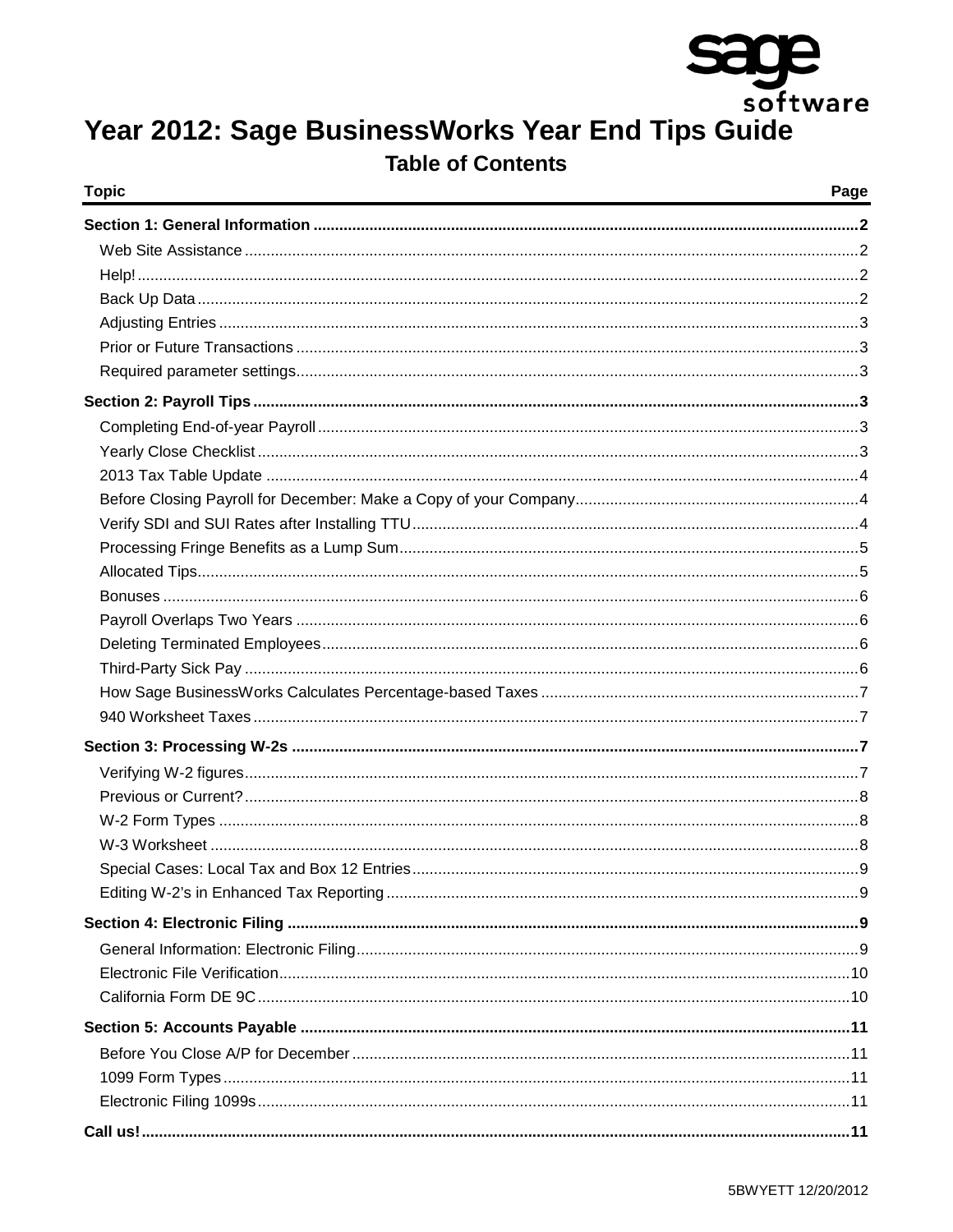# Year 2012: Sage BusinessWorks Year End Tips Guide

## Table of Contents

| Topic | Page |
|---|---|
| **Section 1: General Information** | **2** |
| Web Site Assistance | 2 |
| Help! | 2 |
| Back Up Data | 2 |
| Adjusting Entries | 3 |
| Prior or Future Transactions | 3 |
| Required parameter settings | 3 |
| **Section 2: Payroll Tips** | **3** |
| Completing End-of-year Payroll | 3 |
| Yearly Close Checklist | 3 |
| 2013 Tax Table Update | 4 |
| Before Closing Payroll for December: Make a Copy of your Company | 4 |
| Verify SDI and SUI Rates after Installing TTU | 4 |
| Processing Fringe Benefits as a Lump Sum | 5 |
| Allocated Tips | 5 |
| Bonuses | 6 |
| Payroll Overlaps Two Years | 6 |
| Deleting Terminated Employees | 6 |
| Third-Party Sick Pay | 6 |
| How Sage BusinessWorks Calculates Percentage-based Taxes | 7 |
| 940 Worksheet Taxes | 7 |
| **Section 3: Processing W-2s** | **7** |
| Verifying W-2 figures | 7 |
| Previous or Current? | 8 |
| W-2 Form Types | 8 |
| W-3 Worksheet | 8 |
| Special Cases: Local Tax and Box 12 Entries | 9 |
| Editing W-2's in Enhanced Tax Reporting | 9 |
| **Section 4: Electronic Filing** | **9** |
| General Information: Electronic Filing | 9 |
| Electronic File Verification | 10 |
| California Form DE 9C | 10 |
| **Section 5: Accounts Payable** | **11** |
| Before You Close A/P for December | 11 |
| 1099 Form Types | 11 |
| Electronic Filing 1099s | 11 |
| **Call us!** | **11** |

5BWYETT 12/20/2012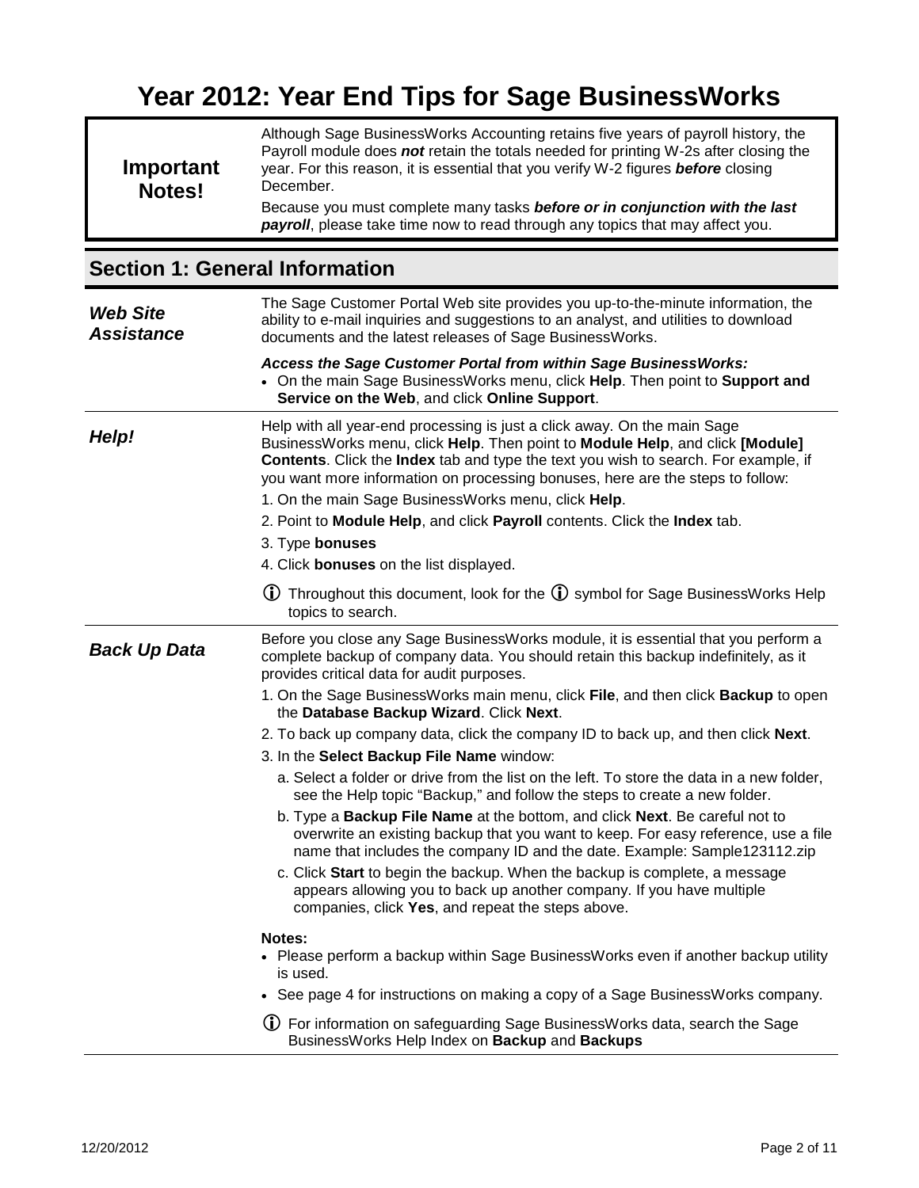# Year 2012: Year End Tips for Sage BusinessWorks

**Important Notes!**

Although Sage BusinessWorks Accounting retains five years of payroll history, the Payroll module does ***not*** retain the totals needed for printing W-2s after closing the year. For this reason, it is essential that you verify W-2 figures ***before*** closing December.

Because you must complete many tasks ***before or in conjunction with the last payroll***, please take time now to read through any topics that may affect you.

## Section 1: General Information

### *Web Site Assistance*

The Sage Customer Portal Web site provides you up-to-the-minute information, the ability to e-mail inquiries and suggestions to an analyst, and utilities to download documents and the latest releases of Sage BusinessWorks.

***Access the Sage Customer Portal from within Sage BusinessWorks:***

- On the main Sage BusinessWorks menu, click **Help**. Then point to **Support and Service on the Web**, and click **Online Support**.

### *Help!*

Help with all year-end processing is just a click away. On the main Sage BusinessWorks menu, click **Help**. Then point to **Module Help**, and click **[Module] Contents**. Click the **Index** tab and type the text you wish to search. For example, if you want more information on processing bonuses, here are the steps to follow:

1. On the main Sage BusinessWorks menu, click **Help**.
2. Point to **Module Help**, and click **Payroll** contents. Click the **Index** tab.
3. Type **bonuses**
4. Click **bonuses** on the list displayed.

ⓘ Throughout this document, look for the ⓘ symbol for Sage BusinessWorks Help topics to search.

### *Back Up Data*

Before you close any Sage BusinessWorks module, it is essential that you perform a complete backup of company data. You should retain this backup indefinitely, as it provides critical data for audit purposes.

1. On the Sage BusinessWorks main menu, click **File**, and then click **Backup** to open the **Database Backup Wizard**. Click **Next**.
2. To back up company data, click the company ID to back up, and then click **Next**.
3. In the **Select Backup File Name** window:
   a. Select a folder or drive from the list on the left. To store the data in a new folder, see the Help topic "Backup," and follow the steps to create a new folder.
   b. Type a **Backup File Name** at the bottom, and click **Next**. Be careful not to overwrite an existing backup that you want to keep. For easy reference, use a file name that includes the company ID and the date. Example: Sample123112.zip
   c. Click **Start** to begin the backup. When the backup is complete, a message appears allowing you to back up another company. If you have multiple companies, click **Yes**, and repeat the steps above.

**Notes:**

- Please perform a backup within Sage BusinessWorks even if another backup utility is used.
- See page 4 for instructions on making a copy of a Sage BusinessWorks company.

ⓘ For information on safeguarding Sage BusinessWorks data, search the Sage BusinessWorks Help Index on **Backup** and **Backups**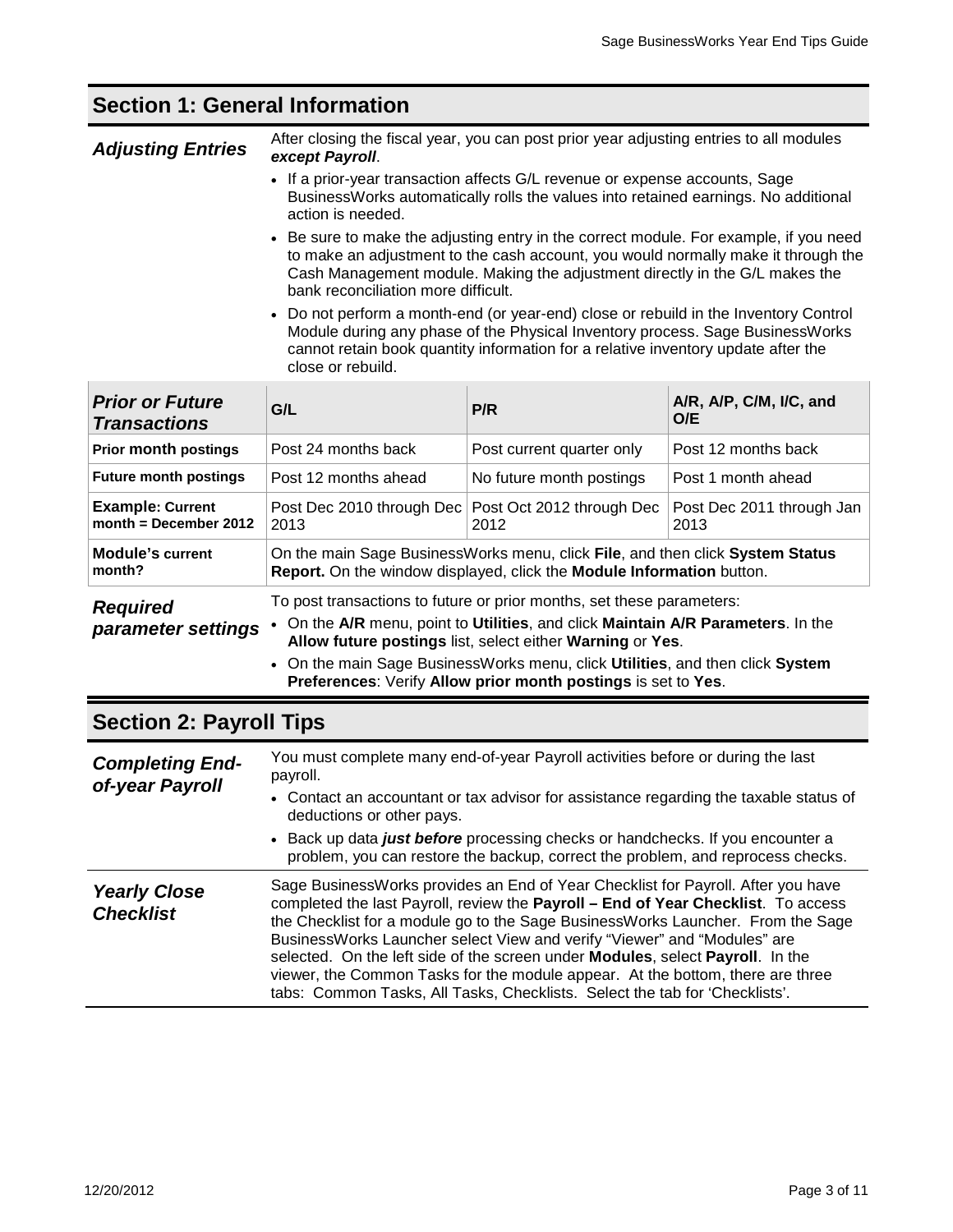## Section 1: General Information

### *Adjusting Entries*

After closing the fiscal year, you can post prior year adjusting entries to all modules ***except Payroll***.

- If a prior-year transaction affects G/L revenue or expense accounts, Sage BusinessWorks automatically rolls the values into retained earnings. No additional action is needed.
- Be sure to make the adjusting entry in the correct module. For example, if you need to make an adjustment to the cash account, you would normally make it through the Cash Management module. Making the adjustment directly in the G/L makes the bank reconciliation more difficult.
- Do not perform a month-end (or year-end) close or rebuild in the Inventory Control Module during any phase of the Physical Inventory process. Sage BusinessWorks cannot retain book quantity information for a relative inventory update after the close or rebuild.

| ***Prior or Future Transactions*** | **G/L** | **P/R** | **A/R, A/P, C/M, I/C, and O/E** |
|---|---|---|---|
| **Prior month postings** | Post 24 months back | Post current quarter only | Post 12 months back |
| **Future month postings** | Post 12 months ahead | No future month postings | Post 1 month ahead |
| **Example: Current month = December 2012** | Post Dec 2010 through Dec 2013 | Post Oct 2012 through Dec 2012 | Post Dec 2011 through Jan 2013 |
| **Module's current month?** | On the main Sage BusinessWorks menu, click **File**, and then click **System Status Report.** On the window displayed, click the **Module Information** button. | | |

### *Required parameter settings*

To post transactions to future or prior months, set these parameters:

- On the **A/R** menu, point to **Utilities**, and click **Maintain A/R Parameters**. In the **Allow future postings** list, select either **Warning** or **Yes**.
- On the main Sage BusinessWorks menu, click **Utilities**, and then click **System Preferences**: Verify **Allow prior month postings** is set to **Yes**.

## Section 2: Payroll Tips

### *Completing End-of-year Payroll*

You must complete many end-of-year Payroll activities before or during the last payroll.

- Contact an accountant or tax advisor for assistance regarding the taxable status of deductions or other pays.
- Back up data ***just before*** processing checks or handchecks. If you encounter a problem, you can restore the backup, correct the problem, and reprocess checks.

### *Yearly Close Checklist*

Sage BusinessWorks provides an End of Year Checklist for Payroll. After you have completed the last Payroll, review the **Payroll – End of Year Checklist**. To access the Checklist for a module go to the Sage BusinessWorks Launcher. From the Sage BusinessWorks Launcher select View and verify "Viewer" and "Modules" are selected. On the left side of the screen under **Modules**, select **Payroll**. In the viewer, the Common Tasks for the module appear. At the bottom, there are three tabs: Common Tasks, All Tasks, Checklists. Select the tab for 'Checklists'.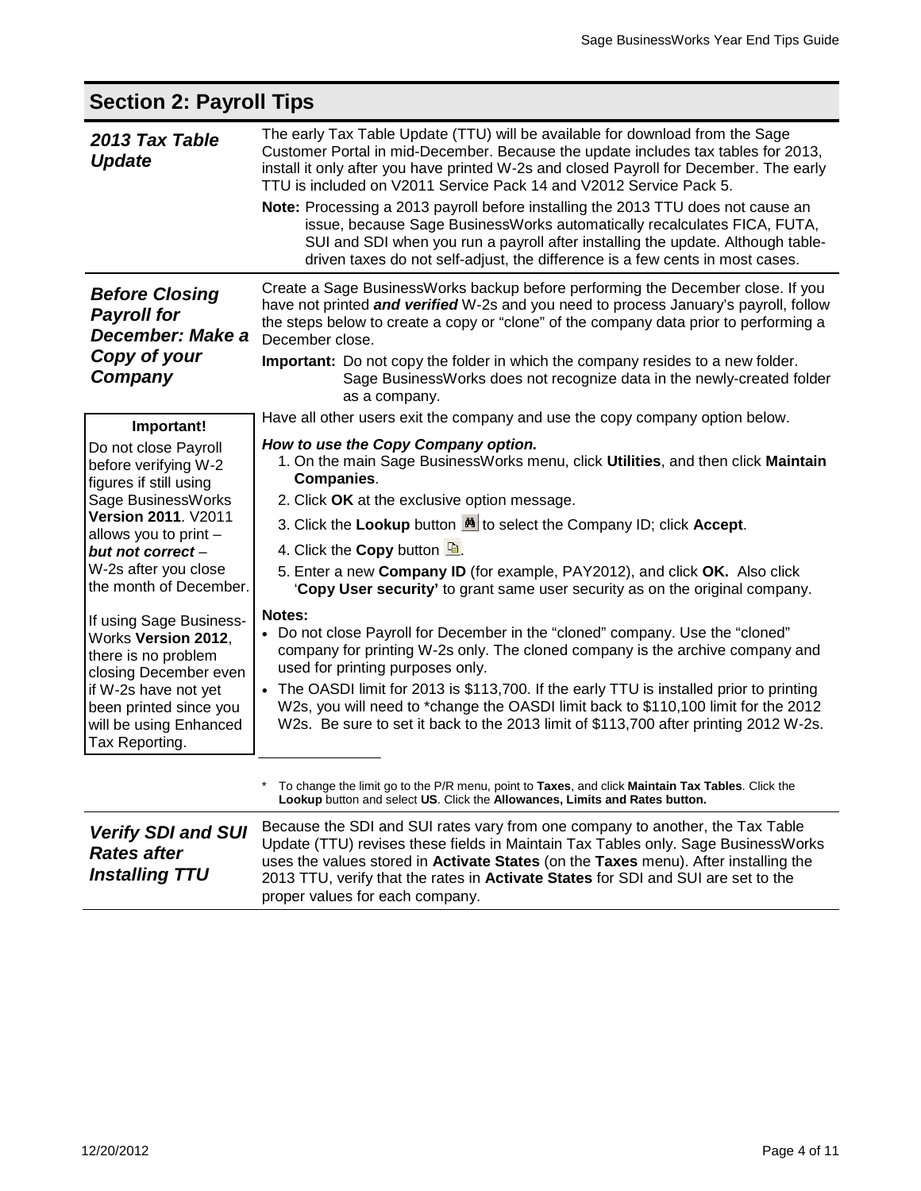## Section 2: Payroll Tips

### *2013 Tax Table Update*

The early Tax Table Update (TTU) will be available for download from the Sage Customer Portal in mid-December. Because the update includes tax tables for 2013, install it only after you have printed W-2s and closed Payroll for December. The early TTU is included on V2011 Service Pack 14 and V2012 Service Pack 5.

**Note:** Processing a 2013 payroll before installing the 2013 TTU does not cause an issue, because Sage BusinessWorks automatically recalculates FICA, FUTA, SUI and SDI when you run a payroll after installing the update. Although table-driven taxes do not self-adjust, the difference is a few cents in most cases.

### *Before Closing Payroll for December: Make a Copy of your Company*

Create a Sage BusinessWorks backup before performing the December close. If you have not printed ***and verified*** W-2s and you need to process January's payroll, follow the steps below to create a copy or "clone" of the company data prior to performing a December close.

**Important:** Do not copy the folder in which the company resides to a new folder. Sage BusinessWorks does not recognize data in the newly-created folder as a company.

> **Important!**
>
> Do not close Payroll before verifying W-2 figures if still using Sage BusinessWorks **Version 2011**. V2011 allows you to print – ***but not correct*** – W-2s after you close the month of December.
>
> If using Sage Business-Works **Version 2012**, there is no problem closing December even if W-2s have not yet been printed since you will be using Enhanced Tax Reporting.

Have all other users exit the company and use the copy company option below.

***How to use the Copy Company option.***

1. On the main Sage BusinessWorks menu, click **Utilities**, and then click **Maintain Companies**.
2. Click **OK** at the exclusive option message.
3. Click the **Lookup** button to select the Company ID; click **Accept**.
4. Click the **Copy** button.
5. Enter a new **Company ID** (for example, PAY2012), and click **OK.** Also click '**Copy User security'** to grant same user security as on the original company.

**Notes:**

- Do not close Payroll for December in the "cloned" company. Use the "cloned" company for printing W-2s only. The cloned company is the archive company and used for printing purposes only.
- The OASDI limit for 2013 is $113,700. If the early TTU is installed prior to printing W2s, you will need to *change the OASDI limit back to $110,100 limit for the 2012 W2s. Be sure to set it back to the 2013 limit of $113,700 after printing 2012 W-2s.

---

\* To change the limit go to the P/R menu, point to **Taxes**, and click **Maintain Tax Tables**. Click the **Lookup** button and select **US**. Click the **Allowances, Limits and Rates button.**

### *Verify SDI and SUI Rates after Installing TTU*

Because the SDI and SUI rates vary from one company to another, the Tax Table Update (TTU) revises these fields in Maintain Tax Tables only. Sage BusinessWorks uses the values stored in **Activate States** (on the **Taxes** menu). After installing the 2013 TTU, verify that the rates in **Activate States** for SDI and SUI are set to the proper values for each company.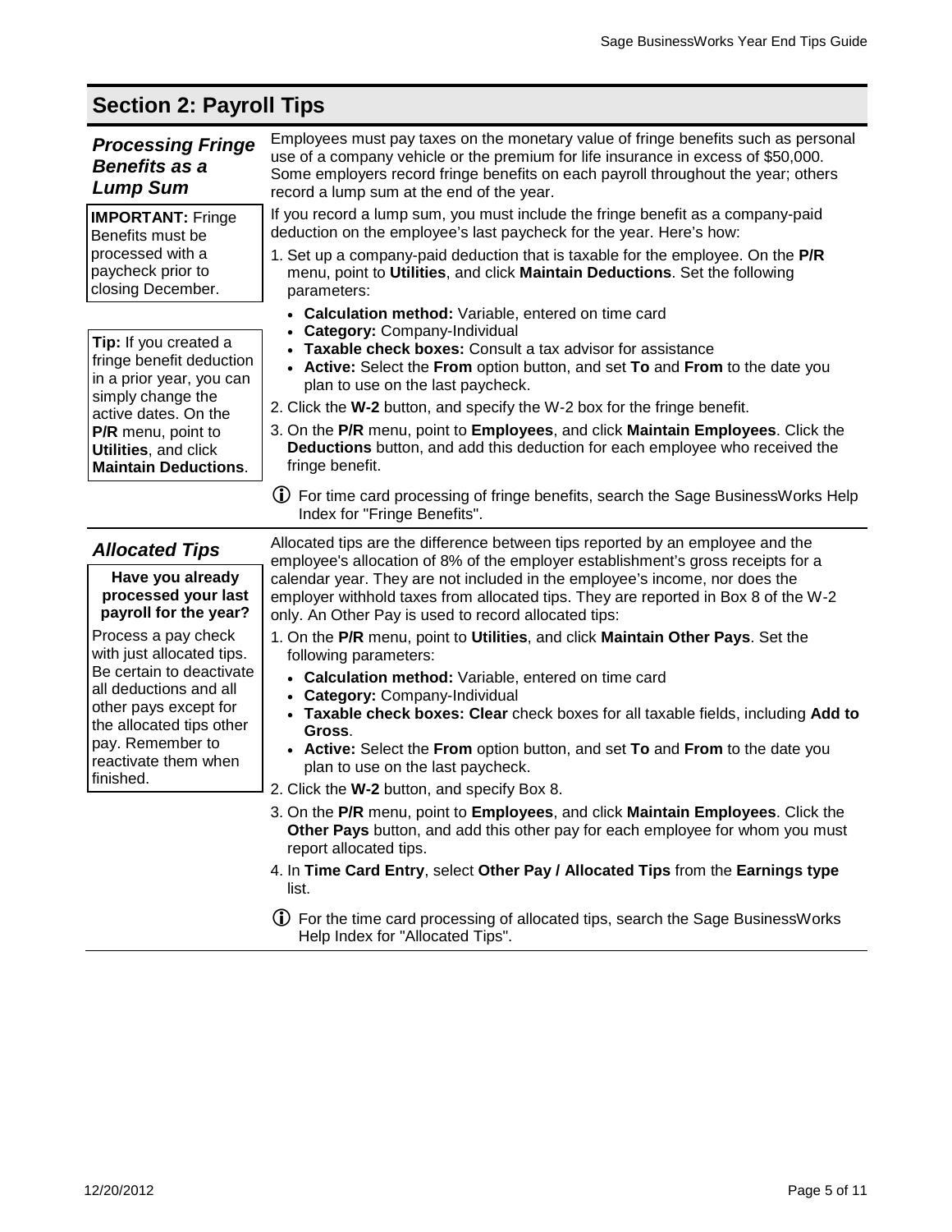## Section 2: Payroll Tips

### *Processing Fringe Benefits as a Lump Sum*

**IMPORTANT:** Fringe Benefits must be processed with a paycheck prior to closing December.

**Tip:** If you created a fringe benefit deduction in a prior year, you can simply change the active dates. On the **P/R** menu, point to **Utilities**, and click **Maintain Deductions**.

Employees must pay taxes on the monetary value of fringe benefits such as personal use of a company vehicle or the premium for life insurance in excess of $50,000. Some employers record fringe benefits on each payroll throughout the year; others record a lump sum at the end of the year.

If you record a lump sum, you must include the fringe benefit as a company-paid deduction on the employee's last paycheck for the year. Here's how:

1. Set up a company-paid deduction that is taxable for the employee. On the **P/R** menu, point to **Utilities**, and click **Maintain Deductions**. Set the following parameters:
   - **Calculation method:** Variable, entered on time card
   - **Category:** Company-Individual
   - **Taxable check boxes:** Consult a tax advisor for assistance
   - **Active:** Select the **From** option button, and set **To** and **From** to the date you plan to use on the last paycheck.
2. Click the **W-2** button, and specify the W-2 box for the fringe benefit.
3. On the **P/R** menu, point to **Employees**, and click **Maintain Employees**. Click the **Deductions** button, and add this deduction for each employee who received the fringe benefit.

ⓘ For time card processing of fringe benefits, search the Sage BusinessWorks Help Index for "Fringe Benefits".

### *Allocated Tips*

**Have you already processed your last payroll for the year?**

Process a pay check with just allocated tips. Be certain to deactivate all deductions and all other pays except for the allocated tips other pay. Remember to reactivate them when finished.

Allocated tips are the difference between tips reported by an employee and the employee's allocation of 8% of the employer establishment's gross receipts for a calendar year. They are not included in the employee's income, nor does the employer withhold taxes from allocated tips. They are reported in Box 8 of the W-2 only. An Other Pay is used to record allocated tips:

1. On the **P/R** menu, point to **Utilities**, and click **Maintain Other Pays**. Set the following parameters:
   - **Calculation method:** Variable, entered on time card
   - **Category:** Company-Individual
   - **Taxable check boxes: Clear** check boxes for all taxable fields, including **Add to Gross**.
   - **Active:** Select the **From** option button, and set **To** and **From** to the date you plan to use on the last paycheck.
2. Click the **W-2** button, and specify Box 8.
3. On the **P/R** menu, point to **Employees**, and click **Maintain Employees**. Click the **Other Pays** button, and add this other pay for each employee for whom you must report allocated tips.
4. In **Time Card Entry**, select **Other Pay / Allocated Tips** from the **Earnings type** list.

ⓘ For the time card processing of allocated tips, search the Sage BusinessWorks Help Index for "Allocated Tips".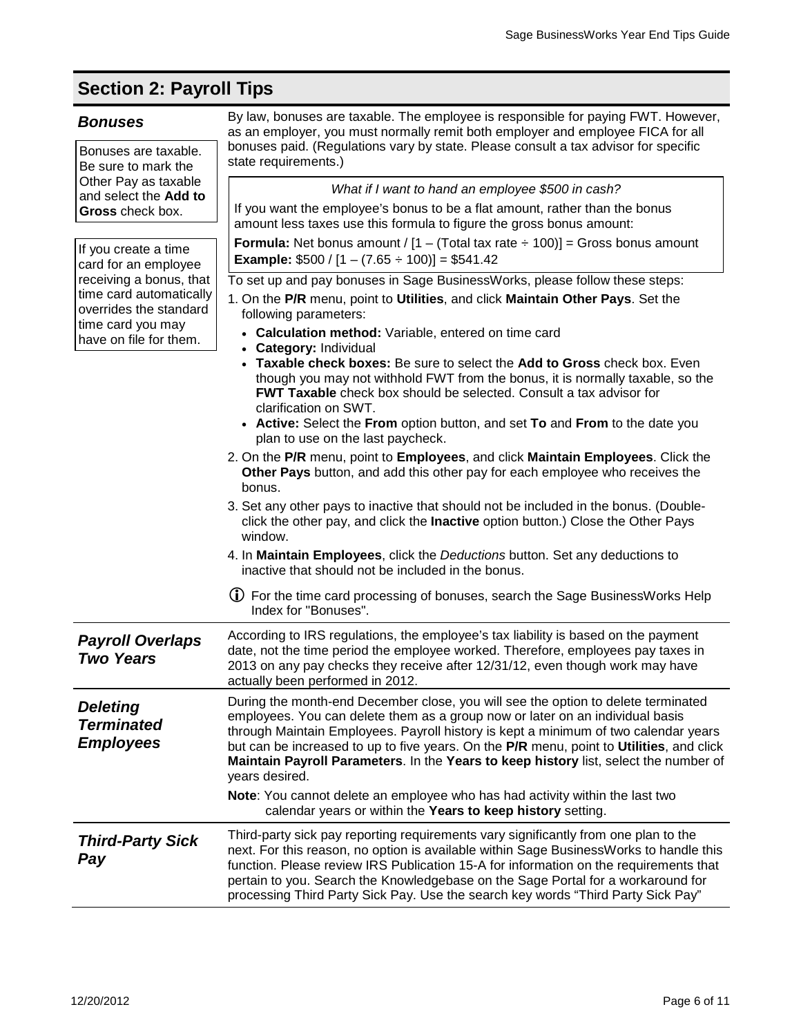## Section 2: Payroll Tips

### *Bonuses*

Bonuses are taxable. Be sure to mark the Other Pay as taxable and select the **Add to Gross** check box.

If you create a time card for an employee receiving a bonus, that time card automatically overrides the standard time card you may have on file for them.

By law, bonuses are taxable. The employee is responsible for paying FWT. However, as an employer, you must normally remit both employer and employee FICA for all bonuses paid. (Regulations vary by state. Please consult a tax advisor for specific state requirements.)

> *What if I want to hand an employee $500 in cash?*
>
> If you want the employee's bonus to be a flat amount, rather than the bonus amount less taxes use this formula to figure the gross bonus amount:
>
> **Formula:** Net bonus amount / [1 – (Total tax rate ÷ 100)] = Gross bonus amount
> **Example:** $500 / [1 – (7.65 ÷ 100)] = $541.42

To set up and pay bonuses in Sage BusinessWorks, please follow these steps:

1. On the **P/R** menu, point to **Utilities**, and click **Maintain Other Pays**. Set the following parameters:
   - **Calculation method:** Variable, entered on time card
   - **Category:** Individual
   - **Taxable check boxes:** Be sure to select the **Add to Gross** check box. Even though you may not withhold FWT from the bonus, it is normally taxable, so the **FWT Taxable** check box should be selected. Consult a tax advisor for clarification on SWT.
   - **Active:** Select the **From** option button, and set **To** and **From** to the date you plan to use on the last paycheck.
2. On the **P/R** menu, point to **Employees**, and click **Maintain Employees**. Click the **Other Pays** button, and add this other pay for each employee who receives the bonus.
3. Set any other pays to inactive that should not be included in the bonus. (Double-click the other pay, and click the **Inactive** option button.) Close the Other Pays window.
4. In **Maintain Employees**, click the *Deductions* button. Set any deductions to inactive that should not be included in the bonus.

ⓘ For the time card processing of bonuses, search the Sage BusinessWorks Help Index for "Bonuses".

### *Payroll Overlaps Two Years*

According to IRS regulations, the employee's tax liability is based on the payment date, not the time period the employee worked. Therefore, employees pay taxes in 2013 on any pay checks they receive after 12/31/12, even though work may have actually been performed in 2012.

### *Deleting Terminated Employees*

During the month-end December close, you will see the option to delete terminated employees. You can delete them as a group now or later on an individual basis through Maintain Employees. Payroll history is kept a minimum of two calendar years but can be increased to up to five years. On the **P/R** menu, point to **Utilities**, and click **Maintain Payroll Parameters**. In the **Years to keep history** list, select the number of years desired.

**Note**: You cannot delete an employee who has had activity within the last two calendar years or within the **Years to keep history** setting.

### *Third-Party Sick Pay*

Third-party sick pay reporting requirements vary significantly from one plan to the next. For this reason, no option is available within Sage BusinessWorks to handle this function. Please review IRS Publication 15-A for information on the requirements that pertain to you. Search the Knowledgebase on the Sage Portal for a workaround for processing Third Party Sick Pay. Use the search key words "Third Party Sick Pay"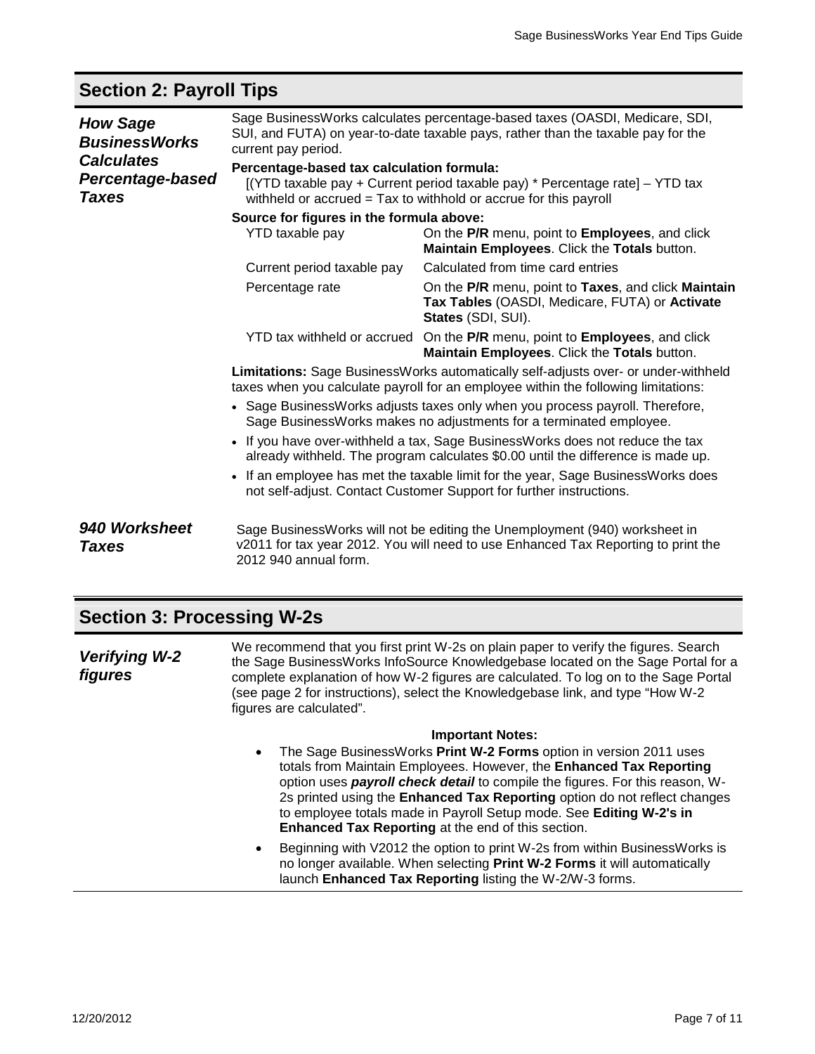## Section 2: Payroll Tips

### *How Sage BusinessWorks Calculates Percentage-based Taxes*

Sage BusinessWorks calculates percentage-based taxes (OASDI, Medicare, SDI, SUI, and FUTA) on year-to-date taxable pays, rather than the taxable pay for the current pay period.

**Percentage-based tax calculation formula:**

[(YTD taxable pay + Current period taxable pay) * Percentage rate] – YTD tax withheld or accrued = Tax to withhold or accrue for this payroll

**Source for figures in the formula above:**

| | |
|---|---|
| YTD taxable pay | On the **P/R** menu, point to **Employees**, and click **Maintain Employees**. Click the **Totals** button. |
| Current period taxable pay | Calculated from time card entries |
| Percentage rate | On the **P/R** menu, point to **Taxes**, and click **Maintain Tax Tables** (OASDI, Medicare, FUTA) or **Activate States** (SDI, SUI). |
| YTD tax withheld or accrued | On the **P/R** menu, point to **Employees**, and click **Maintain Employees**. Click the **Totals** button. |

**Limitations:** Sage BusinessWorks automatically self-adjusts over- or under-withheld taxes when you calculate payroll for an employee within the following limitations:

- Sage BusinessWorks adjusts taxes only when you process payroll. Therefore, Sage BusinessWorks makes no adjustments for a terminated employee.
- If you have over-withheld a tax, Sage BusinessWorks does not reduce the tax already withheld. The program calculates $0.00 until the difference is made up.
- If an employee has met the taxable limit for the year, Sage BusinessWorks does not self-adjust. Contact Customer Support for further instructions.

### *940 Worksheet Taxes*

Sage BusinessWorks will not be editing the Unemployment (940) worksheet in v2011 for tax year 2012. You will need to use Enhanced Tax Reporting to print the 2012 940 annual form.

## Section 3: Processing W-2s

### *Verifying W-2 figures*

We recommend that you first print W-2s on plain paper to verify the figures. Search the Sage BusinessWorks InfoSource Knowledgebase located on the Sage Portal for a complete explanation of how W-2 figures are calculated. To log on to the Sage Portal (see page 2 for instructions), select the Knowledgebase link, and type "How W-2 figures are calculated".

**Important Notes:**

- The Sage BusinessWorks **Print W-2 Forms** option in version 2011 uses totals from Maintain Employees. However, the **Enhanced Tax Reporting** option uses ***payroll check detail*** to compile the figures. For this reason, W-2s printed using the **Enhanced Tax Reporting** option do not reflect changes to employee totals made in Payroll Setup mode. See **Editing W-2's in Enhanced Tax Reporting** at the end of this section.
- Beginning with V2012 the option to print W-2s from within BusinessWorks is no longer available. When selecting **Print W-2 Forms** it will automatically launch **Enhanced Tax Reporting** listing the W-2/W-3 forms.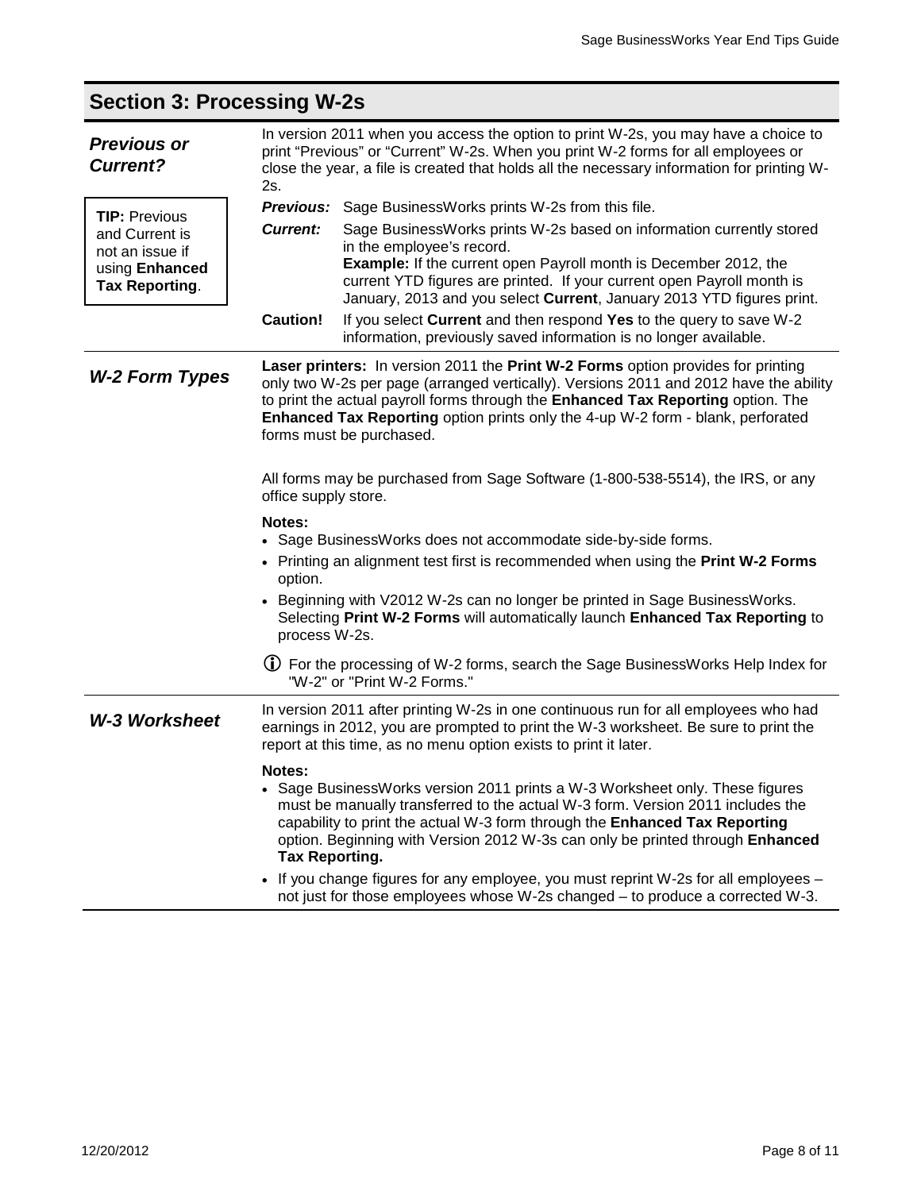## Section 3: Processing W-2s

### *Previous or Current?*

In version 2011 when you access the option to print W-2s, you may have a choice to print "Previous" or "Current" W-2s. When you print W-2 forms for all employees or close the year, a file is created that holds all the necessary information for printing W-2s.

**TIP:** Previous and Current is not an issue if using **Enhanced Tax Reporting**.

***Previous:*** Sage BusinessWorks prints W-2s from this file.

***Current:*** Sage BusinessWorks prints W-2s based on information currently stored in the employee's record.
**Example:** If the current open Payroll month is December 2012, the current YTD figures are printed. If your current open Payroll month is January, 2013 and you select **Current**, January 2013 YTD figures print.

**Caution!** If you select **Current** and then respond **Yes** to the query to save W-2 information, previously saved information is no longer available.

### *W-2 Form Types*

**Laser printers:** In version 2011 the **Print W-2 Forms** option provides for printing only two W-2s per page (arranged vertically). Versions 2011 and 2012 have the ability to print the actual payroll forms through the **Enhanced Tax Reporting** option. The **Enhanced Tax Reporting** option prints only the 4-up W-2 form - blank, perforated forms must be purchased.

All forms may be purchased from Sage Software (1-800-538-5514), the IRS, or any office supply store.

**Notes:**

- Sage BusinessWorks does not accommodate side-by-side forms.
- Printing an alignment test first is recommended when using the **Print W-2 Forms** option.
- Beginning with V2012 W-2s can no longer be printed in Sage BusinessWorks. Selecting **Print W-2 Forms** will automatically launch **Enhanced Tax Reporting** to process W-2s.

ⓘ For the processing of W-2 forms, search the Sage BusinessWorks Help Index for "W-2" or "Print W-2 Forms."

### *W-3 Worksheet*

In version 2011 after printing W-2s in one continuous run for all employees who had earnings in 2012, you are prompted to print the W-3 worksheet. Be sure to print the report at this time, as no menu option exists to print it later.

**Notes:**

- Sage BusinessWorks version 2011 prints a W-3 Worksheet only. These figures must be manually transferred to the actual W-3 form. Version 2011 includes the capability to print the actual W-3 form through the **Enhanced Tax Reporting** option. Beginning with Version 2012 W-3s can only be printed through **Enhanced Tax Reporting.**
- If you change figures for any employee, you must reprint W-2s for all employees – not just for those employees whose W-2s changed – to produce a corrected W-3.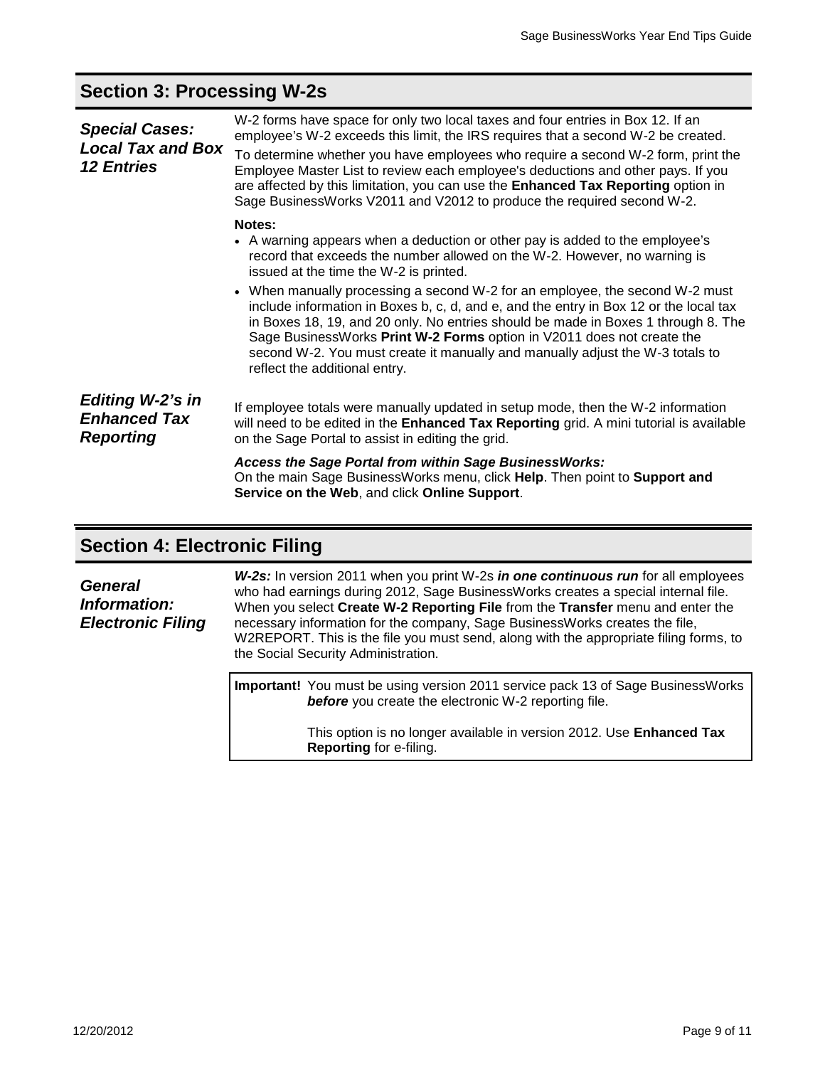## Section 3: Processing W-2s

### *Special Cases: Local Tax and Box 12 Entries*

W-2 forms have space for only two local taxes and four entries in Box 12. If an employee's W-2 exceeds this limit, the IRS requires that a second W-2 be created.

To determine whether you have employees who require a second W-2 form, print the Employee Master List to review each employee's deductions and other pays. If you are affected by this limitation, you can use the **Enhanced Tax Reporting** option in Sage BusinessWorks V2011 and V2012 to produce the required second W-2.

**Notes:**

- A warning appears when a deduction or other pay is added to the employee's record that exceeds the number allowed on the W-2. However, no warning is issued at the time the W-2 is printed.
- When manually processing a second W-2 for an employee, the second W-2 must include information in Boxes b, c, d, and e, and the entry in Box 12 or the local tax in Boxes 18, 19, and 20 only. No entries should be made in Boxes 1 through 8. The Sage BusinessWorks **Print W-2 Forms** option in V2011 does not create the second W-2. You must create it manually and manually adjust the W-3 totals to reflect the additional entry.

### *Editing W-2's in Enhanced Tax Reporting*

If employee totals were manually updated in setup mode, then the W-2 information will need to be edited in the **Enhanced Tax Reporting** grid. A mini tutorial is available on the Sage Portal to assist in editing the grid.

***Access the Sage Portal from within Sage BusinessWorks:***
On the main Sage BusinessWorks menu, click **Help**. Then point to **Support and Service on the Web**, and click **Online Support**.

## Section 4: Electronic Filing

### *General Information: Electronic Filing*

***W-2s:*** In version 2011 when you print W-2s ***in one continuous run*** for all employees who had earnings during 2012, Sage BusinessWorks creates a special internal file. When you select **Create W-2 Reporting File** from the **Transfer** menu and enter the necessary information for the company, Sage BusinessWorks creates the file, W2REPORT. This is the file you must send, along with the appropriate filing forms, to the Social Security Administration.

**Important!** You must be using version 2011 service pack 13 of Sage BusinessWorks ***before*** you create the electronic W-2 reporting file.

This option is no longer available in version 2012. Use **Enhanced Tax Reporting** for e-filing.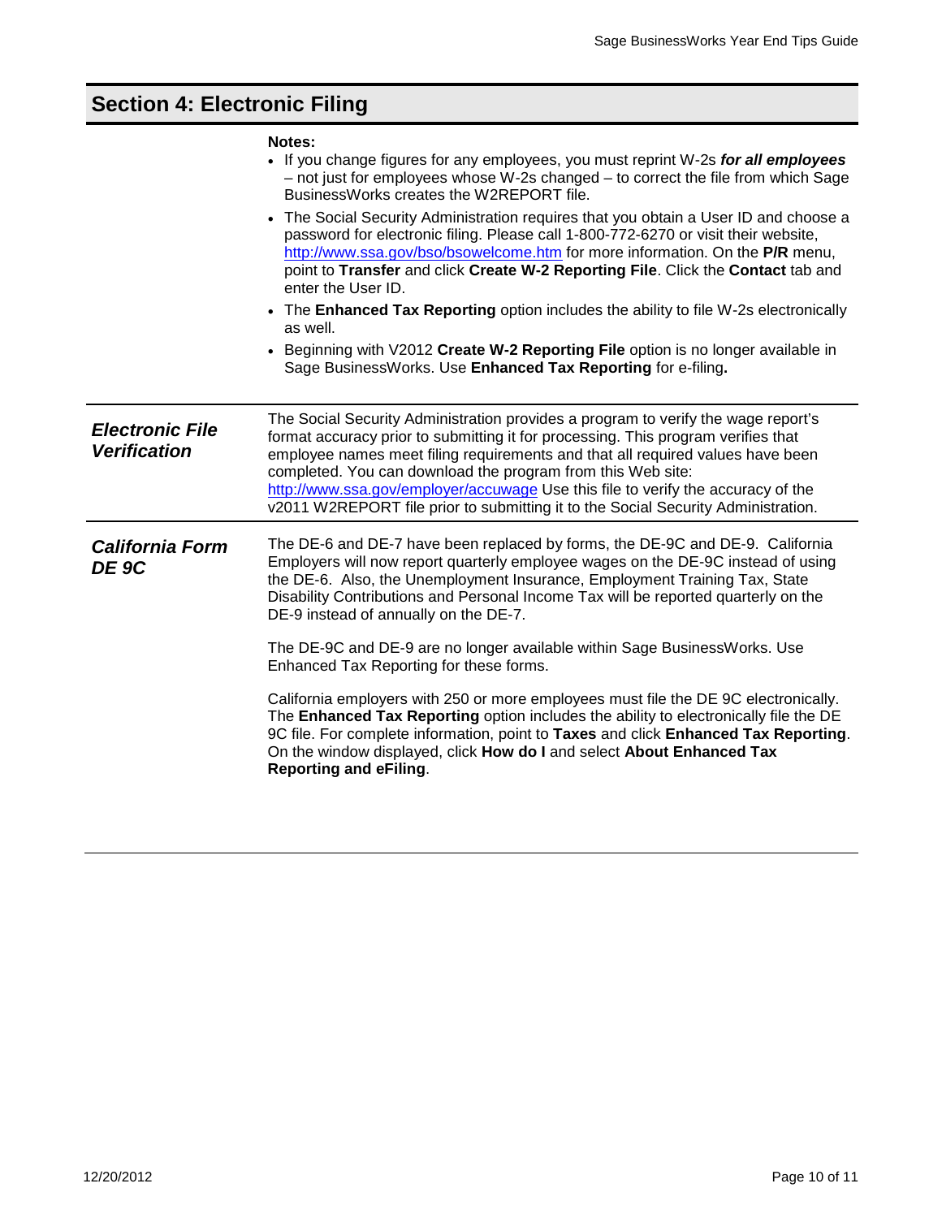## Section 4: Electronic Filing

**Notes:**

- If you change figures for any employees, you must reprint W-2s ***for all employees*** – not just for employees whose W-2s changed – to correct the file from which Sage BusinessWorks creates the W2REPORT file.
- The Social Security Administration requires that you obtain a User ID and choose a password for electronic filing. Please call 1-800-772-6270 or visit their website, http://www.ssa.gov/bso/bsowelcome.htm for more information. On the **P/R** menu, point to **Transfer** and click **Create W-2 Reporting File**. Click the **Contact** tab and enter the User ID.
- The **Enhanced Tax Reporting** option includes the ability to file W-2s electronically as well.
- Beginning with V2012 **Create W-2 Reporting File** option is no longer available in Sage BusinessWorks. Use **Enhanced Tax Reporting** for e-filing**.**

### *Electronic File Verification*

The Social Security Administration provides a program to verify the wage report's format accuracy prior to submitting it for processing. This program verifies that employee names meet filing requirements and that all required values have been completed. You can download the program from this Web site: http://www.ssa.gov/employer/accuwage Use this file to verify the accuracy of the v2011 W2REPORT file prior to submitting it to the Social Security Administration.

### *California Form DE 9C*

The DE-6 and DE-7 have been replaced by forms, the DE-9C and DE-9. California Employers will now report quarterly employee wages on the DE-9C instead of using the DE-6. Also, the Unemployment Insurance, Employment Training Tax, State Disability Contributions and Personal Income Tax will be reported quarterly on the DE-9 instead of annually on the DE-7.

The DE-9C and DE-9 are no longer available within Sage BusinessWorks. Use Enhanced Tax Reporting for these forms.

California employers with 250 or more employees must file the DE 9C electronically. The **Enhanced Tax Reporting** option includes the ability to electronically file the DE 9C file. For complete information, point to **Taxes** and click **Enhanced Tax Reporting**. On the window displayed, click **How do I** and select **About Enhanced Tax Reporting and eFiling**.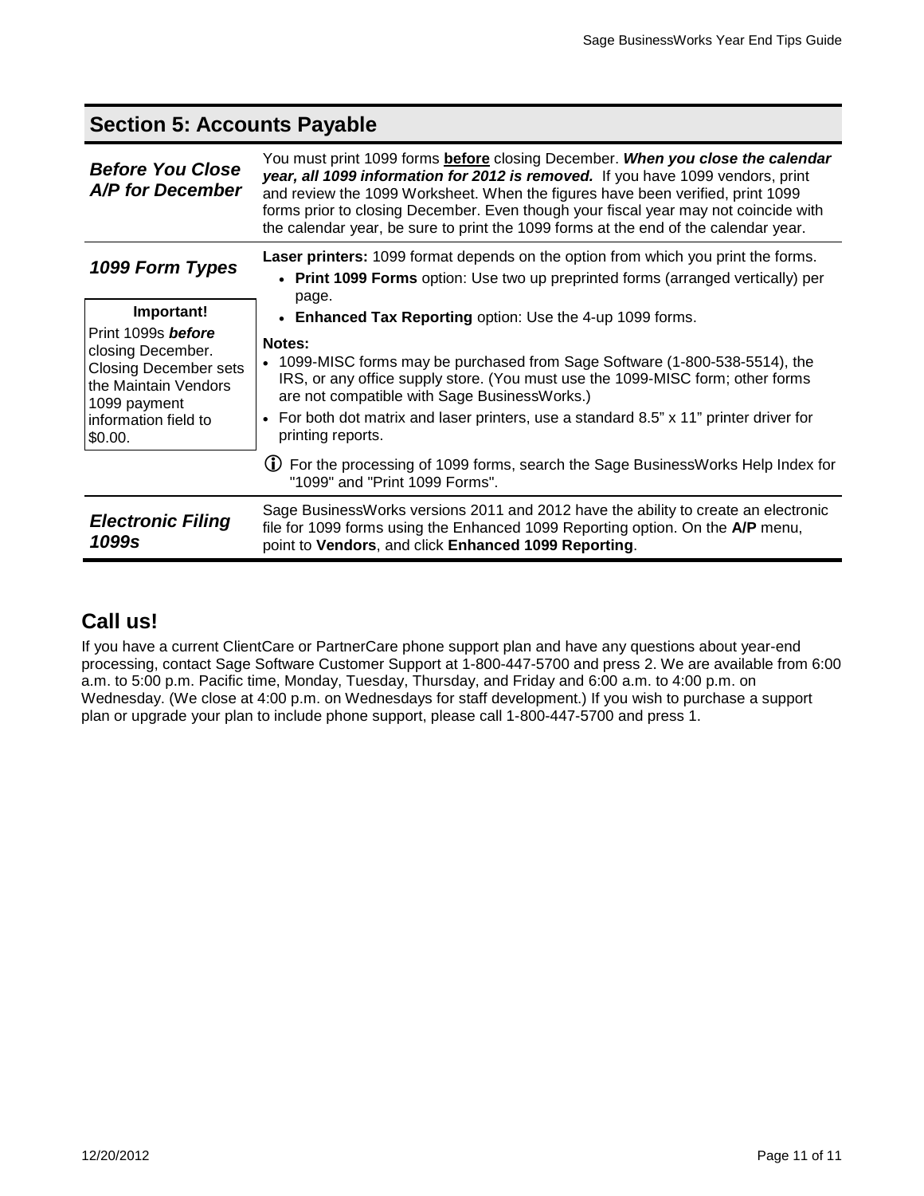## Section 5: Accounts Payable

### *Before You Close A/P for December*

You must print 1099 forms **before** closing December. ***When you close the calendar year, all 1099 information for 2012 is removed.*** If you have 1099 vendors, print and review the 1099 Worksheet. When the figures have been verified, print 1099 forms prior to closing December. Even though your fiscal year may not coincide with the calendar year, be sure to print the 1099 forms at the end of the calendar year.

### *1099 Form Types*

**Important!**
Print 1099s ***before*** closing December. Closing December sets the Maintain Vendors 1099 payment information field to $0.00.

**Laser printers:** 1099 format depends on the option from which you print the forms.

- **Print 1099 Forms** option: Use two up preprinted forms (arranged vertically) per page.
- **Enhanced Tax Reporting** option: Use the 4-up 1099 forms.

**Notes:**

- 1099-MISC forms may be purchased from Sage Software (1-800-538-5514), the IRS, or any office supply store. (You must use the 1099-MISC form; other forms are not compatible with Sage BusinessWorks.)
- For both dot matrix and laser printers, use a standard 8.5" x 11" printer driver for printing reports.

ⓘ For the processing of 1099 forms, search the Sage BusinessWorks Help Index for "1099" and "Print 1099 Forms".

### *Electronic Filing 1099s*

Sage BusinessWorks versions 2011 and 2012 have the ability to create an electronic file for 1099 forms using the Enhanced 1099 Reporting option. On the **A/P** menu, point to **Vendors**, and click **Enhanced 1099 Reporting**.

## Call us!

If you have a current ClientCare or PartnerCare phone support plan and have any questions about year-end processing, contact Sage Software Customer Support at 1-800-447-5700 and press 2. We are available from 6:00 a.m. to 5:00 p.m. Pacific time, Monday, Tuesday, Thursday, and Friday and 6:00 a.m. to 4:00 p.m. on Wednesday. (We close at 4:00 p.m. on Wednesdays for staff development.) If you wish to purchase a support plan or upgrade your plan to include phone support, please call 1-800-447-5700 and press 1.